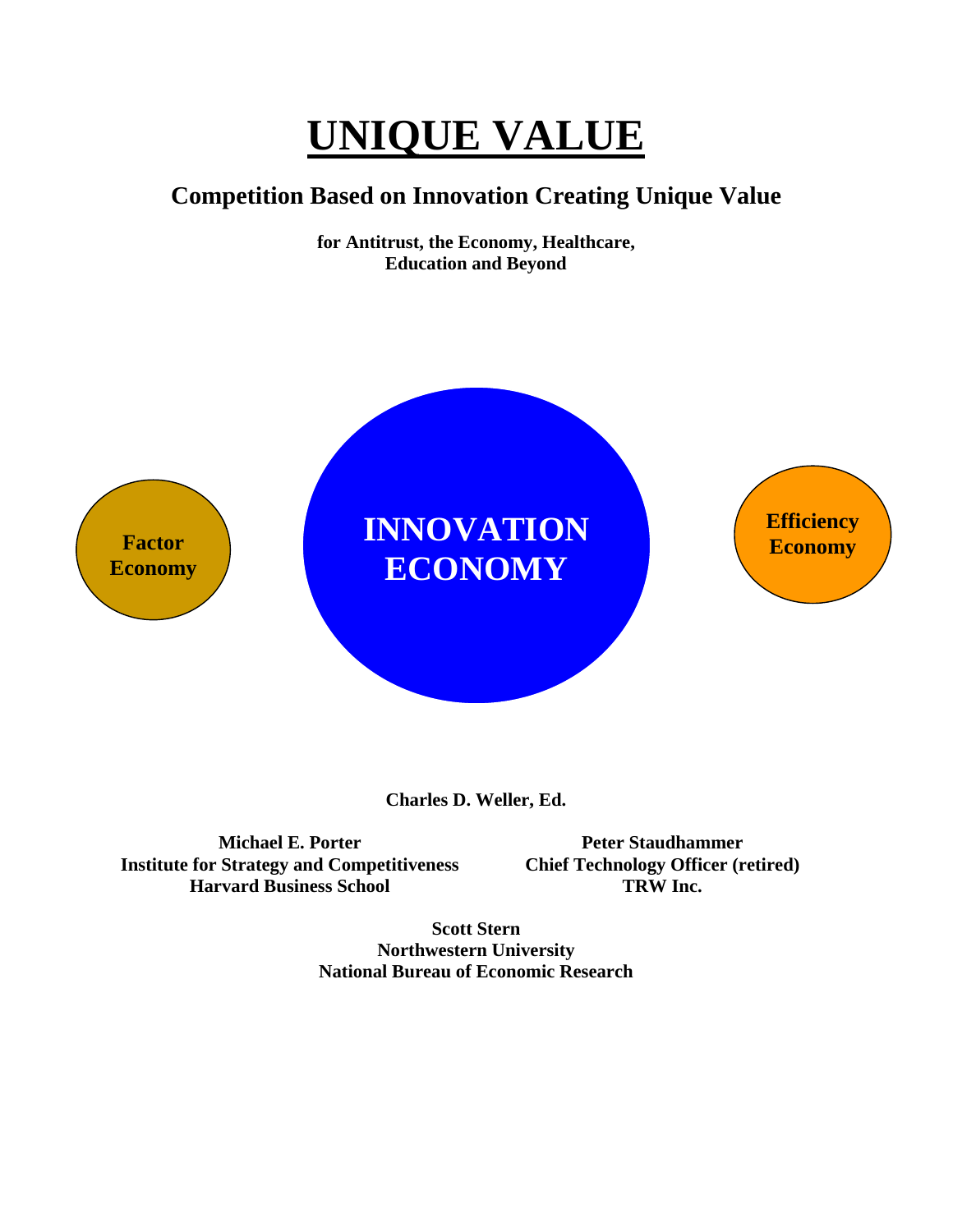# UNIQUE VALUE

## Competition Based on Innovation Creating Unique Value

**for Antitrust, the Economy, Healthcare, Education and Beyond**

**Factor Economy**

**INNOVATION ECONOMY**

**Efficiency Economy**

**Charles D. Weller, Ed.**

**Michael E. Porter**
**Institute for Strategy and Competitiveness**
**Harvard Business School**

**Peter Staudhammer**
**Chief Technology Officer (retired)**
**TRW Inc.**

**Scott Stern**
**Northwestern University**
**National Bureau of Economic Research**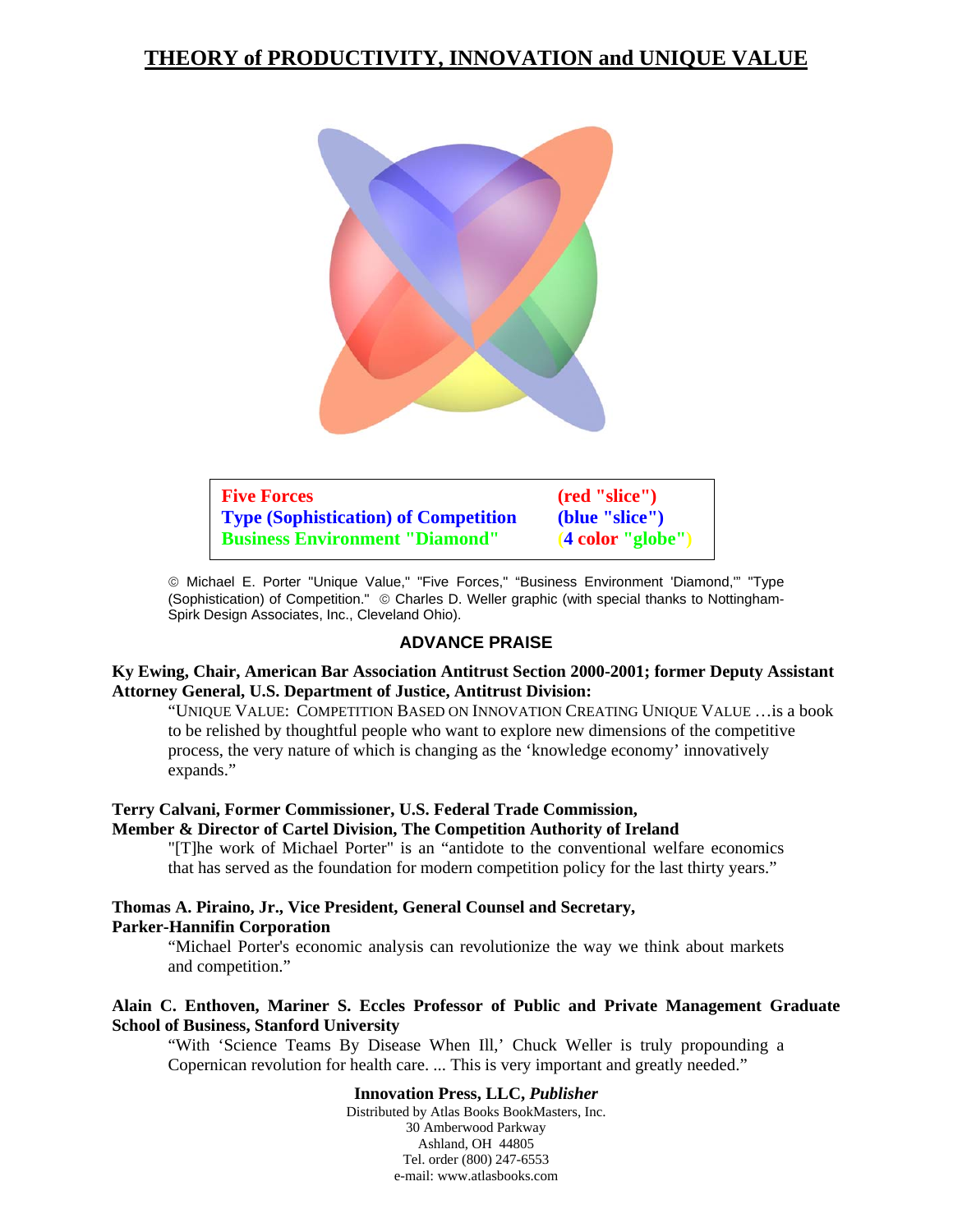# THEORY of PRODUCTIVITY, INNOVATION and UNIQUE VALUE

| | |
|---|---|
| **Five Forces** | **(red "slice")** |
| **Type (Sophistication) of Competition** | **(blue "slice")** |
| **Business Environment "Diamond"** | **(4 color "globe")** |

© Michael E. Porter "Unique Value," "Five Forces," "Business Environment 'Diamond,'" "Type (Sophistication) of Competition." © Charles D. Weller graphic (with special thanks to Nottingham-Spirk Design Associates, Inc., Cleveland Ohio).

## ADVANCE PRAISE

**Ky Ewing, Chair, American Bar Association Antitrust Section 2000-2001; former Deputy Assistant Attorney General, U.S. Department of Justice, Antitrust Division:**

"UNIQUE VALUE: COMPETITION BASED ON INNOVATION CREATING UNIQUE VALUE …is a book to be relished by thoughtful people who want to explore new dimensions of the competitive process, the very nature of which is changing as the 'knowledge economy' innovatively expands."

**Terry Calvani, Former Commissioner, U.S. Federal Trade Commission, Member & Director of Cartel Division, The Competition Authority of Ireland**

"[T]he work of Michael Porter" is an "antidote to the conventional welfare economics that has served as the foundation for modern competition policy for the last thirty years."

**Thomas A. Piraino, Jr., Vice President, General Counsel and Secretary, Parker-Hannifin Corporation**

"Michael Porter's economic analysis can revolutionize the way we think about markets and competition."

**Alain C. Enthoven, Mariner S. Eccles Professor of Public and Private Management Graduate School of Business, Stanford University**

"With 'Science Teams By Disease When Ill,' Chuck Weller is truly propounding a Copernican revolution for health care. ... This is very important and greatly needed."

**Innovation Press, LLC, *Publisher***
Distributed by Atlas Books BookMasters, Inc.
30 Amberwood Parkway
Ashland, OH 44805
Tel. order (800) 247-6553
e-mail: www.atlasbooks.com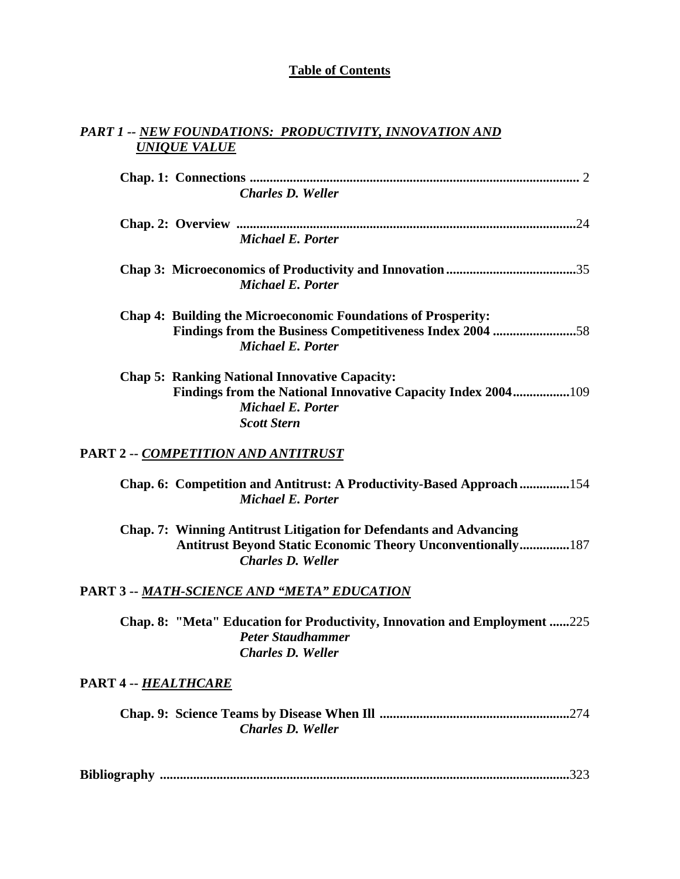# Table of Contents

## *PART 1 -- NEW FOUNDATIONS: PRODUCTIVITY, INNOVATION AND UNIQUE VALUE*

**Chap. 1: Connections** .................................................................................................. 2
*Charles D. Weller*

**Chap. 2: Overview** ....................................................................................................24
*Michael E. Porter*

**Chap 3: Microeconomics of Productivity and Innovation** .......................................35
*Michael E. Porter*

**Chap 4: Building the Microeconomic Foundations of Prosperity: Findings from the Business Competitiveness Index 2004** .........................58
*Michael E. Porter*

**Chap 5: Ranking National Innovative Capacity: Findings from the National Innovative Capacity Index 2004**................109
*Michael E. Porter*
*Scott Stern*

## PART 2 -- *COMPETITION AND ANTITRUST*

**Chap. 6: Competition and Antitrust: A Productivity-Based Approach**...............154
*Michael E. Porter*

**Chap. 7: Winning Antitrust Litigation for Defendants and Advancing Antitrust Beyond Static Economic Theory Unconventionally**...............187
*Charles D. Weller*

## PART 3 -- *MATH-SCIENCE AND "META" EDUCATION*

**Chap. 8: "Meta" Education for Productivity, Innovation and Employment** ......225
*Peter Staudhammer*
*Charles D. Weller*

## PART 4 -- *HEALTHCARE*

**Chap. 9: Science Teams by Disease When Ill** ........................................................274
*Charles D. Weller*

**Bibliography** ..........................................................................................................323